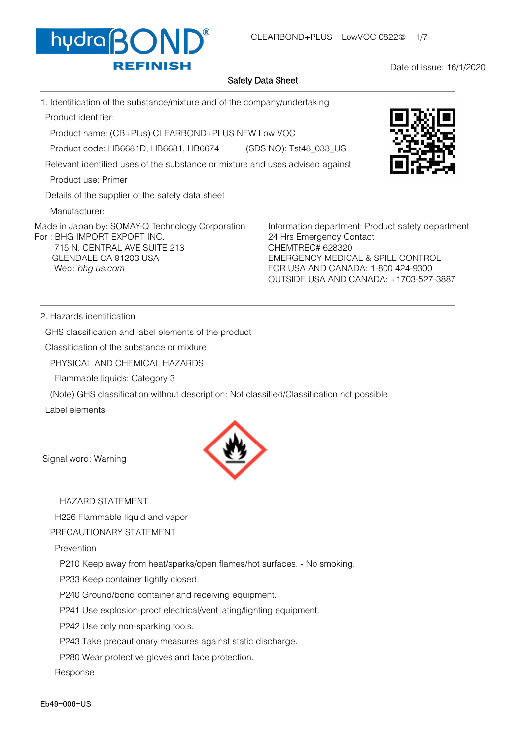Date of issue: 16/1/2020

## Safety Data Sheet

### 1. Identification of the substance/mixture and of the company/undertaking

Product identifier:

Product name: (CB+Plus) CLEARBOND+PLUS NEW Low VOC

Product code: HB6681D, HB6681, HB6674 (SDS NO): Tst48_033_US

Relevant identified uses of the substance or mixture and uses advised against

Product use: Primer

Details of the supplier of the safety data sheet

Manufacturer:

Made in Japan by: SOMAY-Q Technology Corporation
For : BHG IMPORT EXPORT INC.
715 N. CENTRAL AVE SUITE 213
GLENDALE CA 91203 USA
Web: *bhg.us.com*

Information department: Product safety department
24 Hrs Emergency Contact
CHEMTREC# 628320
EMERGENCY MEDICAL & SPILL CONTROL
FOR USA AND CANADA: 1-800 424-9300
OUTSIDE USA AND CANADA: +1703-527-3887

### 2. Hazards identification

GHS classification and label elements of the product

Classification of the substance or mixture

PHYSICAL AND CHEMICAL HAZARDS

Flammable liquids: Category 3

(Note) GHS classification without description: Not classified/Classification not possible

Label elements

Signal word: Warning

HAZARD STATEMENT

H226 Flammable liquid and vapor

PRECAUTIONARY STATEMENT

Prevention

P210 Keep away from heat/sparks/open flames/hot surfaces. - No smoking.

P233 Keep container tightly closed.

P240 Ground/bond container and receiving equipment.

P241 Use explosion-proof electrical/ventilating/lighting equipment.

P242 Use only non-sparking tools.

P243 Take precautionary measures against static discharge.

P280 Wear protective gloves and face protection.

Response

Eb49-006-US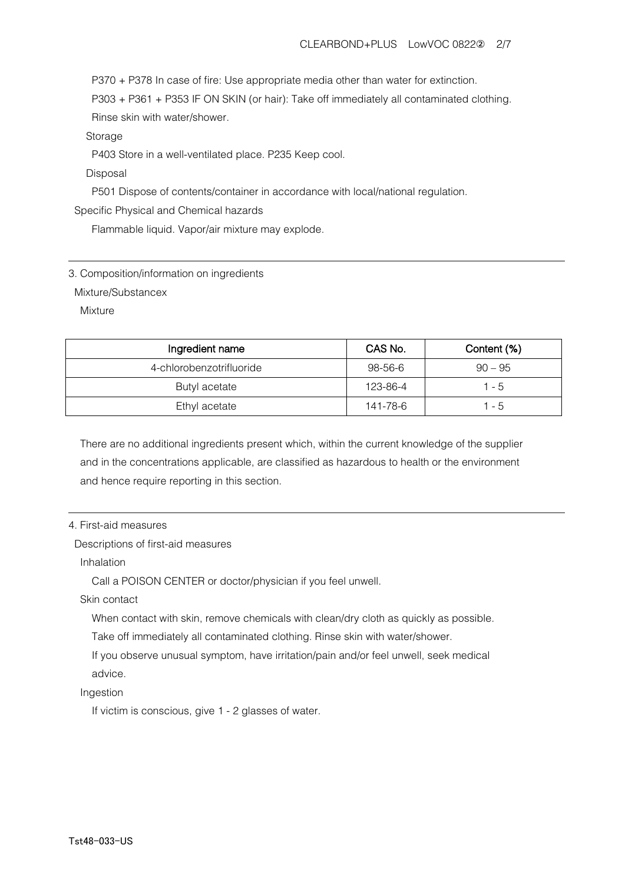P370 + P378 In case of fire: Use appropriate media other than water for extinction.

P303 + P361 + P353 IF ON SKIN (or hair): Take off immediately all contaminated clothing. Rinse skin with water/shower.

Storage

P403 Store in a well-ventilated place. P235 Keep cool.

Disposal

P501 Dispose of contents/container in accordance with local/national regulation.

Specific Physical and Chemical hazards

Flammable liquid. Vapor/air mixture may explode.

---

## 3. Composition/information on ingredients

Mixture/Substancex

Mixture

| Ingredient name | CAS No. | Content (%) |
|---|---|---|
| 4-chlorobenzotrifluoride | 98-56-6 | 90 – 95 |
| Butyl acetate | 123-86-4 | 1 - 5 |
| Ethyl acetate | 141-78-6 | 1 - 5 |

There are no additional ingredients present which, within the current knowledge of the supplier and in the concentrations applicable, are classified as hazardous to health or the environment and hence require reporting in this section.

---

## 4. First-aid measures

Descriptions of first-aid measures

Inhalation

Call a POISON CENTER or doctor/physician if you feel unwell.

Skin contact

When contact with skin, remove chemicals with clean/dry cloth as quickly as possible.

Take off immediately all contaminated clothing. Rinse skin with water/shower.

If you observe unusual symptom, have irritation/pain and/or feel unwell, seek medical advice.

Ingestion

If victim is conscious, give 1 - 2 glasses of water.

Tst48-033-US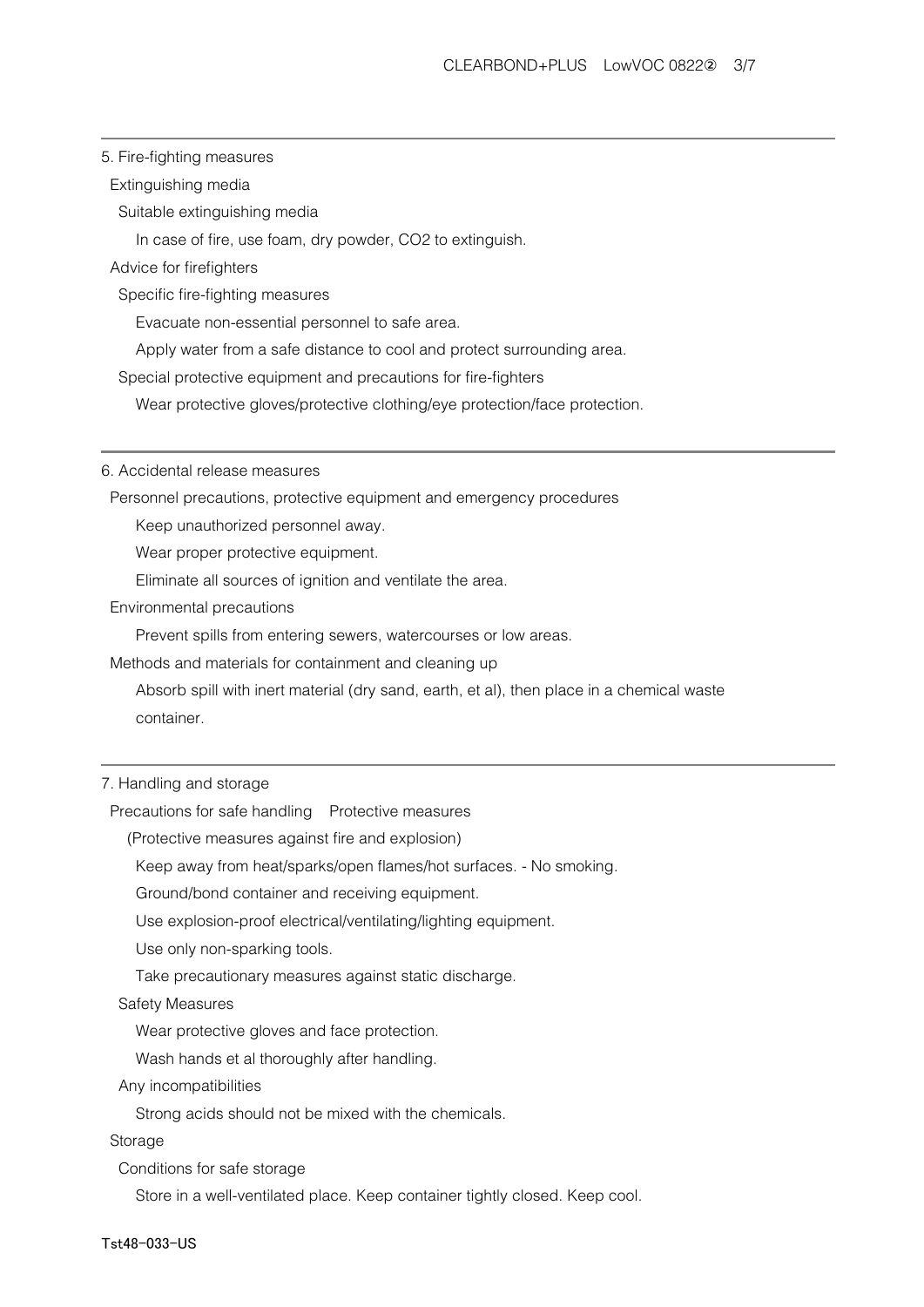## 5. Fire-fighting measures

### Extinguishing media

#### Suitable extinguishing media

In case of fire, use foam, dry powder, $CO_2$ to extinguish.

### Advice for firefighters

#### Specific fire-fighting measures

Evacuate non-essential personnel to safe area.

Apply water from a safe distance to cool and protect surrounding area.

#### Special protective equipment and precautions for fire-fighters

Wear protective gloves/protective clothing/eye protection/face protection.

## 6. Accidental release measures

### Personnel precautions, protective equipment and emergency procedures

Keep unauthorized personnel away.

Wear proper protective equipment.

Eliminate all sources of ignition and ventilate the area.

### Environmental precautions

Prevent spills from entering sewers, watercourses or low areas.

### Methods and materials for containment and cleaning up

Absorb spill with inert material (dry sand, earth, et al), then place in a chemical waste container.

## 7. Handling and storage

### Precautions for safe handling　Protective measures

(Protective measures against fire and explosion)

Keep away from heat/sparks/open flames/hot surfaces. - No smoking.

Ground/bond container and receiving equipment.

Use explosion-proof electrical/ventilating/lighting equipment.

Use only non-sparking tools.

Take precautionary measures against static discharge.

#### Safety Measures

Wear protective gloves and face protection.

Wash hands et al thoroughly after handling.

#### Any incompatibilities

Strong acids should not be mixed with the chemicals.

### Storage

#### Conditions for safe storage

Store in a well-ventilated place. Keep container tightly closed. Keep cool.

Tst48-033-US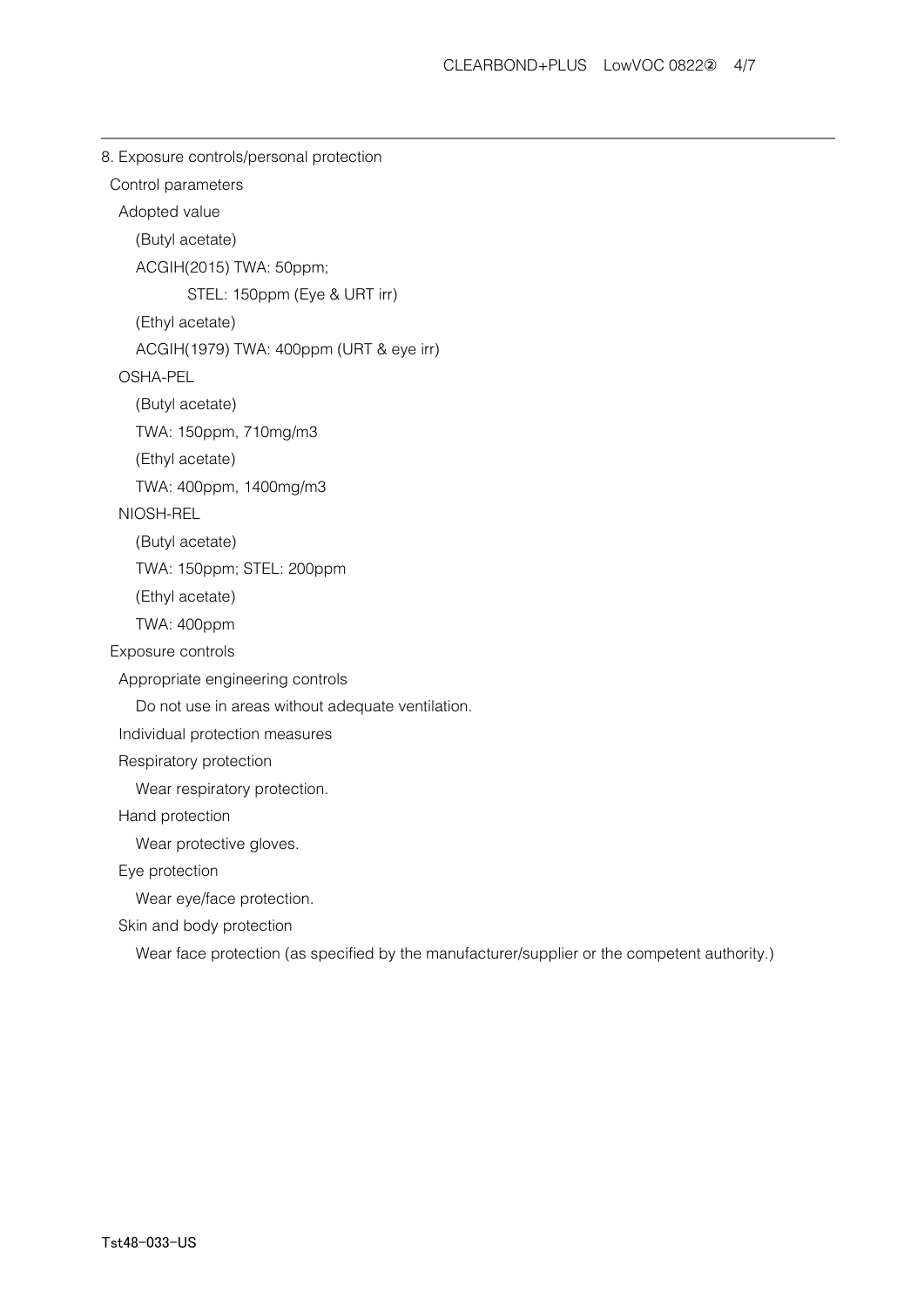## 8. Exposure controls/personal protection

### Control parameters

#### Adopted value

(Butyl acetate)

ACGIH(2015) TWA: 50ppm;

STEL: 150ppm (Eye & URT irr)

(Ethyl acetate)

ACGIH(1979) TWA: 400ppm (URT & eye irr)

#### OSHA-PEL

(Butyl acetate)

TWA: 150ppm, 710mg/m3

(Ethyl acetate)

TWA: 400ppm, 1400mg/m3

#### NIOSH-REL

(Butyl acetate)

TWA: 150ppm; STEL: 200ppm

(Ethyl acetate)

TWA: 400ppm

### Exposure controls

#### Appropriate engineering controls

Do not use in areas without adequate ventilation.

#### Individual protection measures

#### Respiratory protection

Wear respiratory protection.

#### Hand protection

Wear protective gloves.

#### Eye protection

Wear eye/face protection.

#### Skin and body protection

Wear face protection (as specified by the manufacturer/supplier or the competent authority.)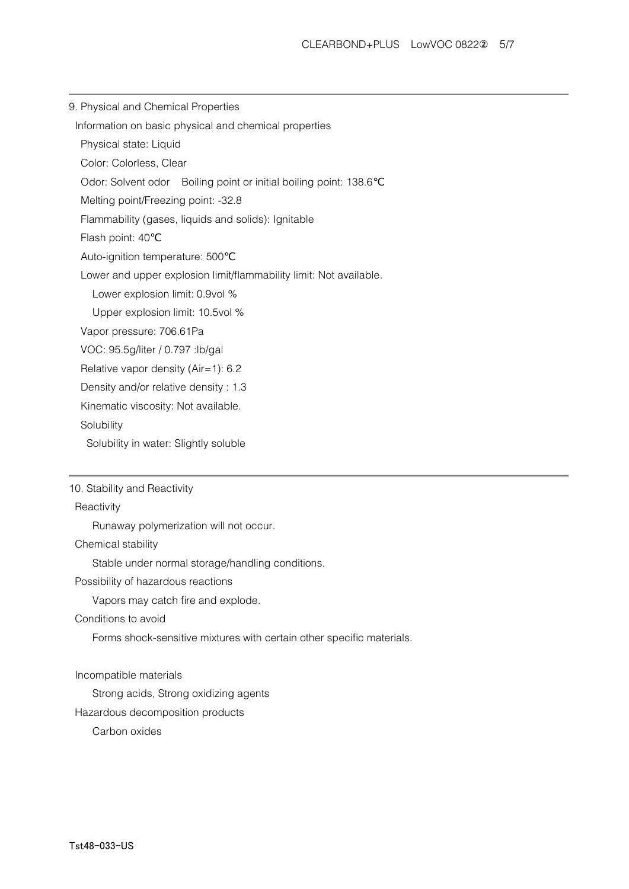## 9. Physical and Chemical Properties

Information on basic physical and chemical properties

Physical state: Liquid

Color: Colorless, Clear

Odor: Solvent odor　Boiling point or initial boiling point: 138.6℃

Melting point/Freezing point: -32.8

Flammability (gases, liquids and solids): Ignitable

Flash point: 40℃

Auto-ignition temperature: 500℃

Lower and upper explosion limit/flammability limit: Not available.

Lower explosion limit: 0.9vol %

Upper explosion limit: 10.5vol %

Vapor pressure: 706.61Pa

VOC: 95.5g/liter / 0.797 :lb/gal

Relative vapor density (Air=1): 6.2

Density and/or relative density : 1.3

Kinematic viscosity: Not available.

Solubility

Solubility in water: Slightly soluble

## 10. Stability and Reactivity

Reactivity

Runaway polymerization will not occur.

Chemical stability

Stable under normal storage/handling conditions.

Possibility of hazardous reactions

Vapors may catch fire and explode.

Conditions to avoid

Forms shock-sensitive mixtures with certain other specific materials.

Incompatible materials

Strong acids, Strong oxidizing agents

Hazardous decomposition products

Carbon oxides

Tst48-033-US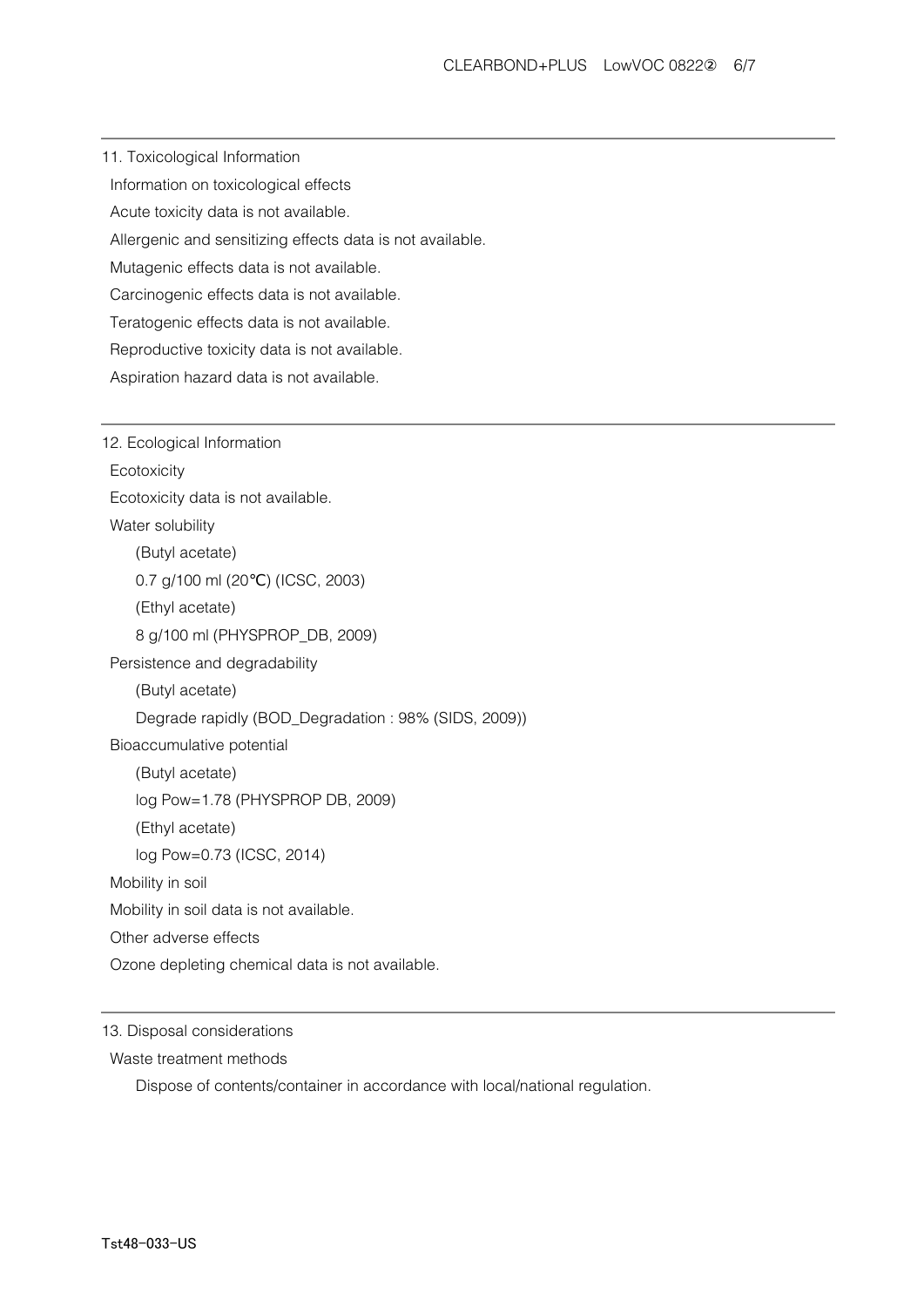## 11. Toxicological Information

Information on toxicological effects

Acute toxicity data is not available.

Allergenic and sensitizing effects data is not available.

Mutagenic effects data is not available.

Carcinogenic effects data is not available.

Teratogenic effects data is not available.

Reproductive toxicity data is not available.

Aspiration hazard data is not available.

## 12. Ecological Information

Ecotoxicity

Ecotoxicity data is not available.

Water solubility

(Butyl acetate)

0.7 g/100 ml (20℃) (ICSC, 2003)

(Ethyl acetate)

8 g/100 ml (PHYSPROP_DB, 2009)

Persistence and degradability

(Butyl acetate)

Degrade rapidly (BOD_Degradation : 98% (SIDS, 2009))

Bioaccumulative potential

(Butyl acetate)

log Pow=1.78 (PHYSPROP DB, 2009)

(Ethyl acetate)

log Pow=0.73 (ICSC, 2014)

Mobility in soil

Mobility in soil data is not available.

Other adverse effects

Ozone depleting chemical data is not available.

## 13. Disposal considerations

Waste treatment methods

Dispose of contents/container in accordance with local/national regulation.

Tst48-033-US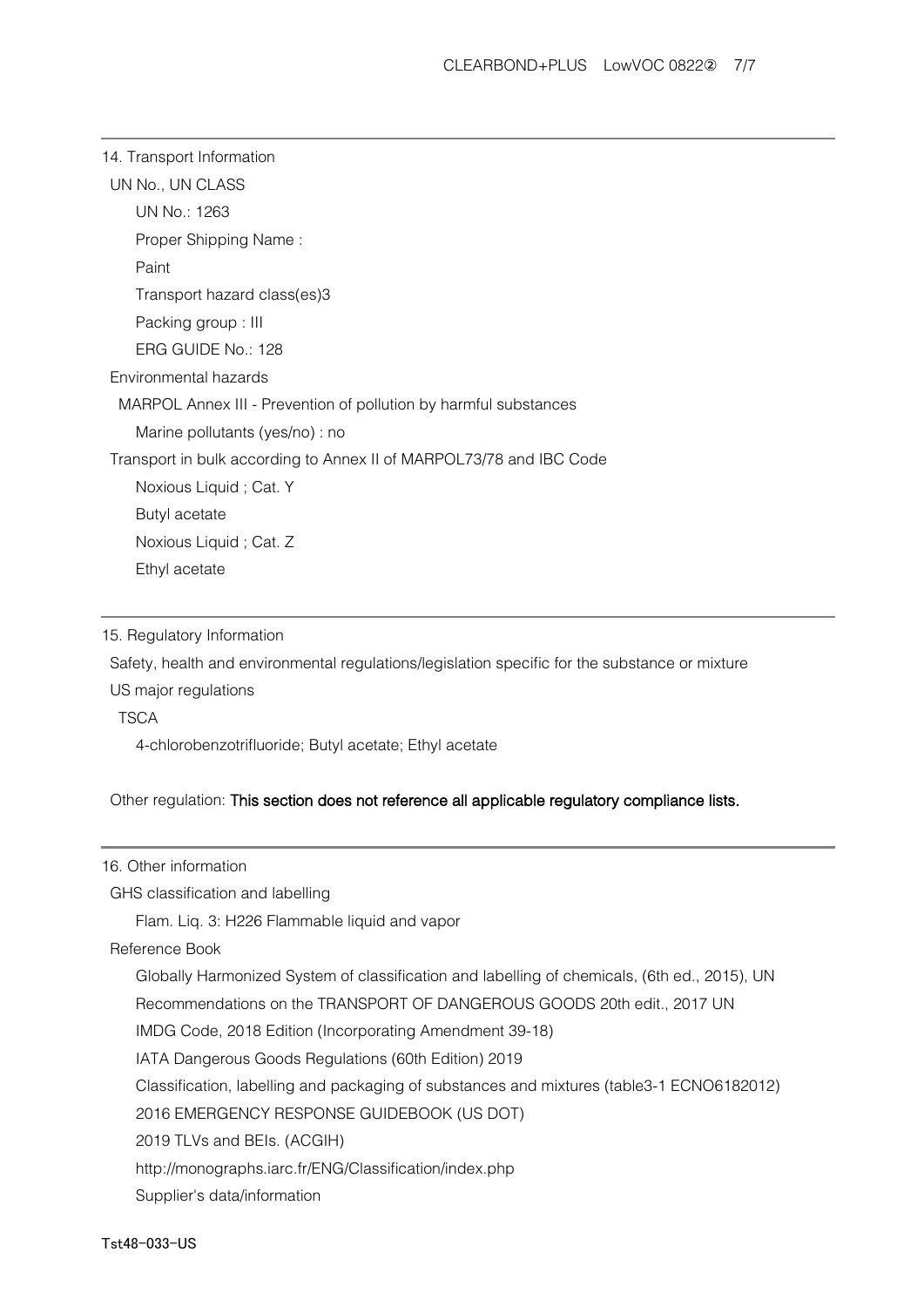## 14. Transport Information

UN No., UN CLASS

UN No.: 1263

Proper Shipping Name :

Paint

Transport hazard class(es)3

Packing group : III

ERG GUIDE No.: 128

Environmental hazards

MARPOL Annex III - Prevention of pollution by harmful substances

Marine pollutants (yes/no) : no

Transport in bulk according to Annex II of MARPOL73/78 and IBC Code

Noxious Liquid ; Cat. Y

Butyl acetate

Noxious Liquid ; Cat. Z

Ethyl acetate

## 15. Regulatory Information

Safety, health and environmental regulations/legislation specific for the substance or mixture

US major regulations

TSCA

4-chlorobenzotrifluoride; Butyl acetate; Ethyl acetate

Other regulation: **This section does not reference all applicable regulatory compliance lists.**

## 16. Other information

GHS classification and labelling

Flam. Liq. 3: H226 Flammable liquid and vapor

Reference Book

Globally Harmonized System of classification and labelling of chemicals, (6th ed., 2015), UN

Recommendations on the TRANSPORT OF DANGEROUS GOODS 20th edit., 2017 UN

IMDG Code, 2018 Edition (Incorporating Amendment 39-18)

IATA Dangerous Goods Regulations (60th Edition) 2019

Classification, labelling and packaging of substances and mixtures (table3-1 ECNO6182012)

2016 EMERGENCY RESPONSE GUIDEBOOK (US DOT)

2019 TLVs and BEIs. (ACGIH)

http://monographs.iarc.fr/ENG/Classification/index.php

Supplier's data/information

Tst48-033-US